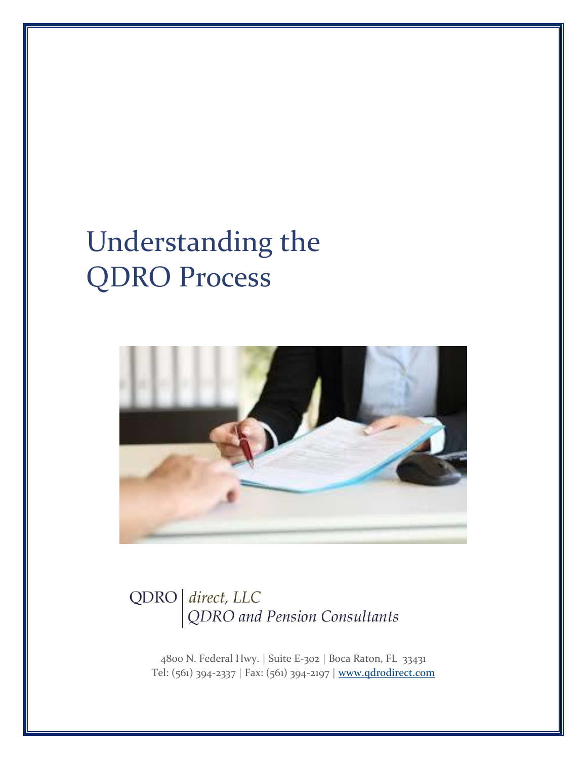# Understanding the QDRO Process

QDRO | *direct, LLC*
*QDRO and Pension Consultants*

4800 N. Federal Hwy. | Suite E-302 | Boca Raton, FL 33431
Tel: (561) 394-2337 | Fax: (561) 394-2197 | www.qdrodirect.com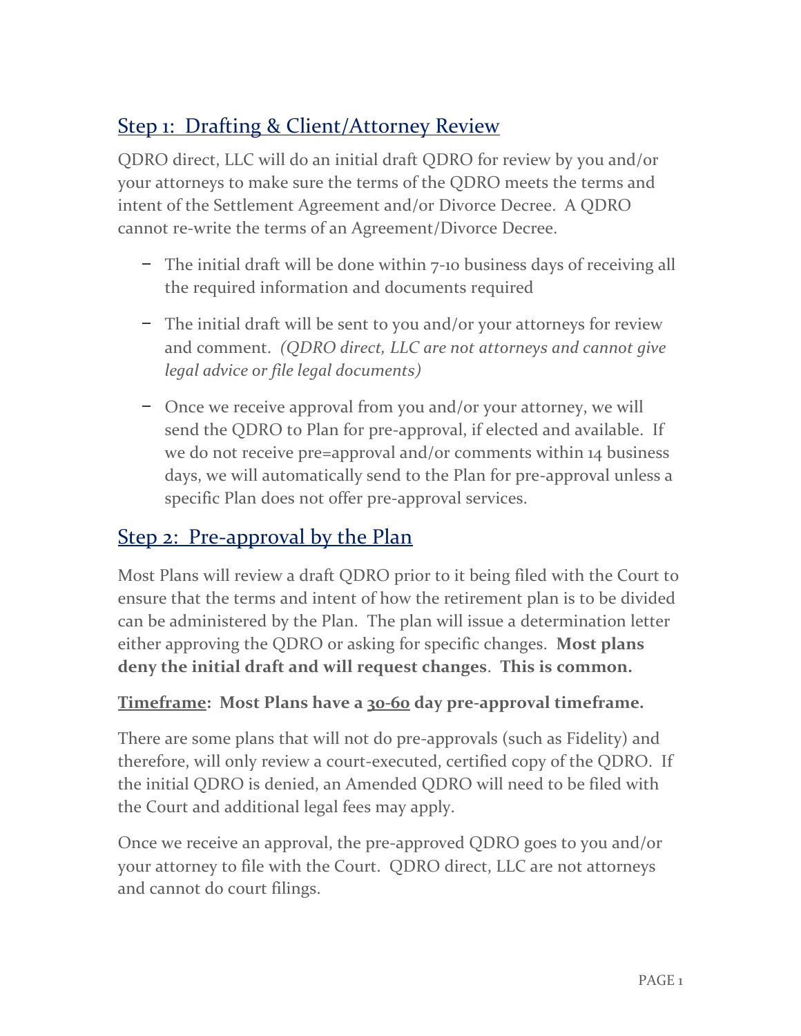## Step 1: Drafting & Client/Attorney Review

QDRO direct, LLC will do an initial draft QDRO for review by you and/or your attorneys to make sure the terms of the QDRO meets the terms and intent of the Settlement Agreement and/or Divorce Decree. A QDRO cannot re-write the terms of an Agreement/Divorce Decree.

- The initial draft will be done within 7-10 business days of receiving all the required information and documents required
- The initial draft will be sent to you and/or your attorneys for review and comment. *(QDRO direct, LLC are not attorneys and cannot give legal advice or file legal documents)*
- Once we receive approval from you and/or your attorney, we will send the QDRO to Plan for pre-approval, if elected and available. If we do not receive pre=approval and/or comments within 14 business days, we will automatically send to the Plan for pre-approval unless a specific Plan does not offer pre-approval services.

## Step 2: Pre-approval by the Plan

Most Plans will review a draft QDRO prior to it being filed with the Court to ensure that the terms and intent of how the retirement plan is to be divided can be administered by the Plan. The plan will issue a determination letter either approving the QDRO or asking for specific changes. **Most plans deny the initial draft and will request changes**. **This is common.**

**Timeframe: Most Plans have a 30-60 day pre-approval timeframe.**

There are some plans that will not do pre-approvals (such as Fidelity) and therefore, will only review a court-executed, certified copy of the QDRO. If the initial QDRO is denied, an Amended QDRO will need to be filed with the Court and additional legal fees may apply.

Once we receive an approval, the pre-approved QDRO goes to you and/or your attorney to file with the Court. QDRO direct, LLC are not attorneys and cannot do court filings.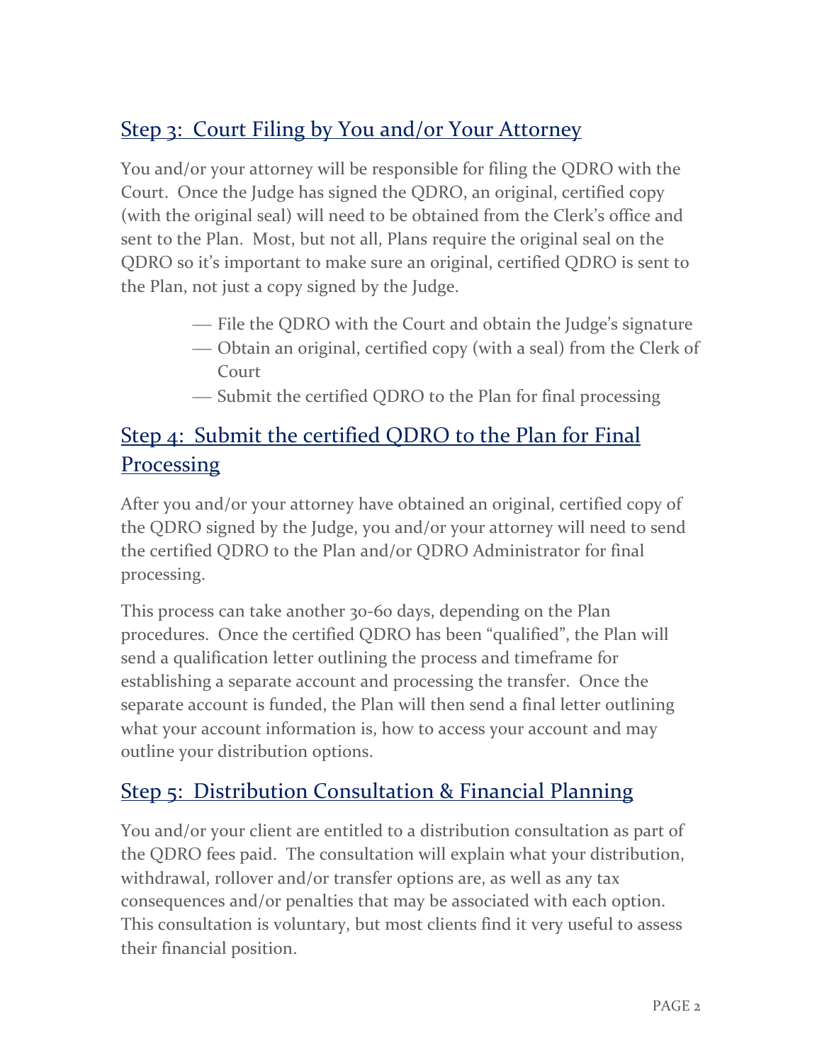## Step 3: Court Filing by You and/or Your Attorney

You and/or your attorney will be responsible for filing the QDRO with the Court. Once the Judge has signed the QDRO, an original, certified copy (with the original seal) will need to be obtained from the Clerk's office and sent to the Plan. Most, but not all, Plans require the original seal on the QDRO so it's important to make sure an original, certified QDRO is sent to the Plan, not just a copy signed by the Judge.

- File the QDRO with the Court and obtain the Judge's signature
- Obtain an original, certified copy (with a seal) from the Clerk of Court
- Submit the certified QDRO to the Plan for final processing

## Step 4: Submit the certified QDRO to the Plan for Final Processing

After you and/or your attorney have obtained an original, certified copy of the QDRO signed by the Judge, you and/or your attorney will need to send the certified QDRO to the Plan and/or QDRO Administrator for final processing.

This process can take another 30-60 days, depending on the Plan procedures. Once the certified QDRO has been "qualified", the Plan will send a qualification letter outlining the process and timeframe for establishing a separate account and processing the transfer. Once the separate account is funded, the Plan will then send a final letter outlining what your account information is, how to access your account and may outline your distribution options.

## Step 5: Distribution Consultation & Financial Planning

You and/or your client are entitled to a distribution consultation as part of the QDRO fees paid. The consultation will explain what your distribution, withdrawal, rollover and/or transfer options are, as well as any tax consequences and/or penalties that may be associated with each option. This consultation is voluntary, but most clients find it very useful to assess their financial position.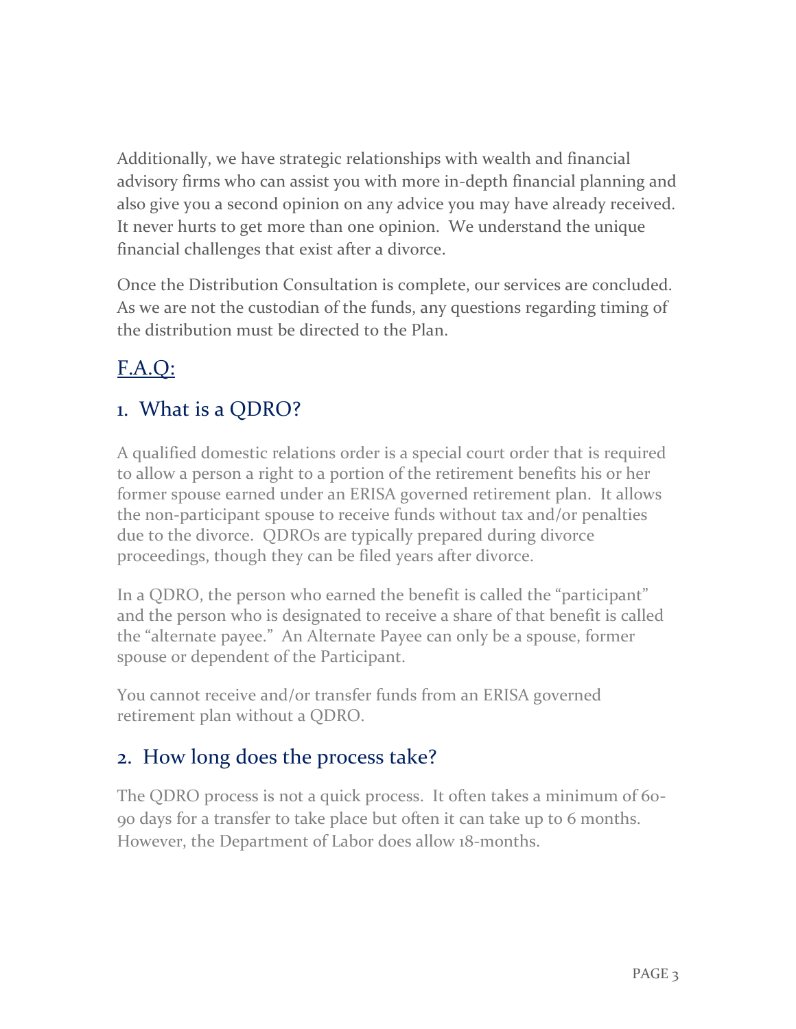Additionally, we have strategic relationships with wealth and financial advisory firms who can assist you with more in-depth financial planning and also give you a second opinion on any advice you may have already received. It never hurts to get more than one opinion. We understand the unique financial challenges that exist after a divorce.

Once the Distribution Consultation is complete, our services are concluded. As we are not the custodian of the funds, any questions regarding timing of the distribution must be directed to the Plan.

## F.A.Q:

### 1. What is a QDRO?

A qualified domestic relations order is a special court order that is required to allow a person a right to a portion of the retirement benefits his or her former spouse earned under an ERISA governed retirement plan. It allows the non-participant spouse to receive funds without tax and/or penalties due to the divorce. QDROs are typically prepared during divorce proceedings, though they can be filed years after divorce.

In a QDRO, the person who earned the benefit is called the "participant" and the person who is designated to receive a share of that benefit is called the "alternate payee." An Alternate Payee can only be a spouse, former spouse or dependent of the Participant.

You cannot receive and/or transfer funds from an ERISA governed retirement plan without a QDRO.

### 2. How long does the process take?

The QDRO process is not a quick process. It often takes a minimum of 60-90 days for a transfer to take place but often it can take up to 6 months. However, the Department of Labor does allow 18-months.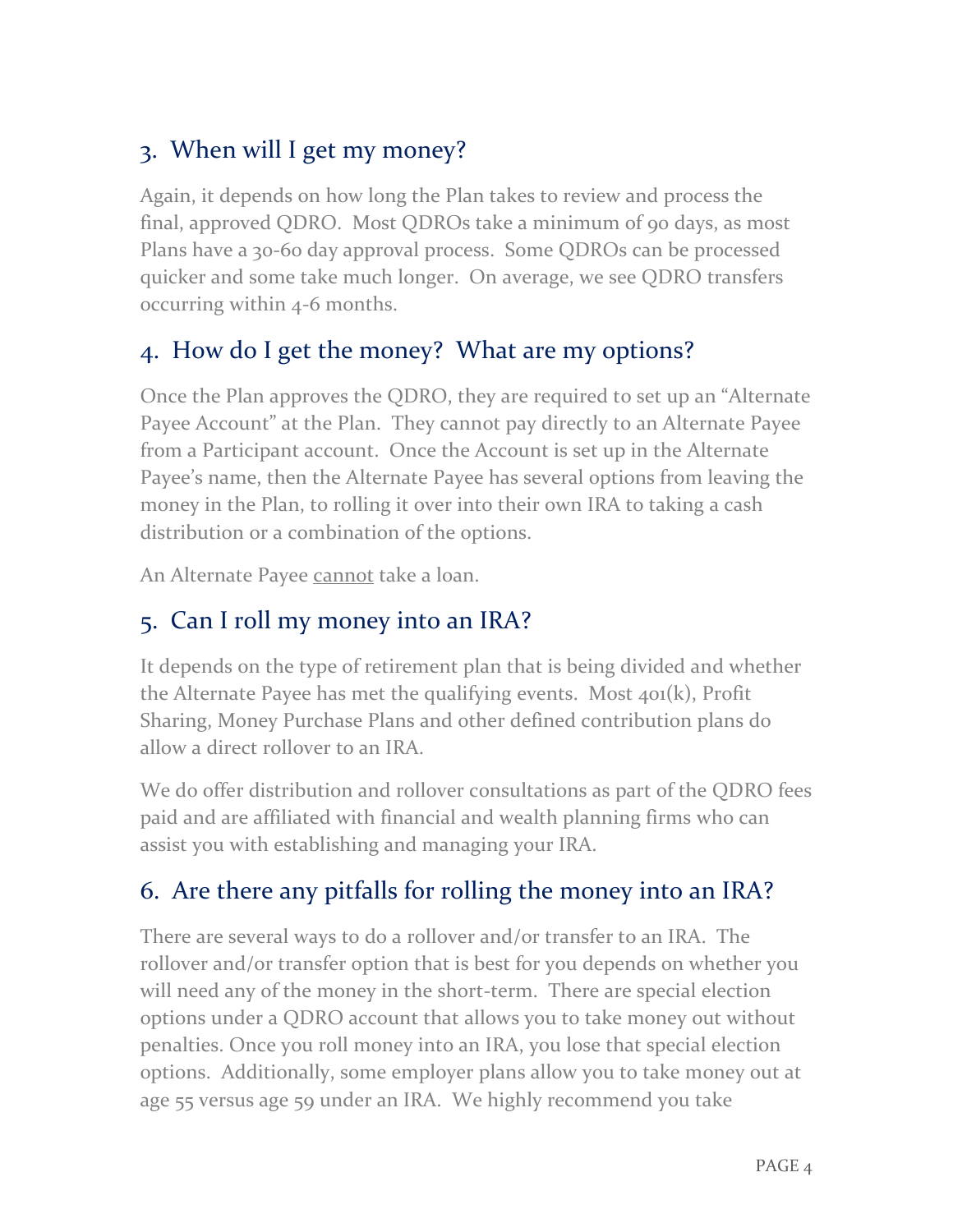## 3. When will I get my money?

Again, it depends on how long the Plan takes to review and process the final, approved QDRO. Most QDROs take a minimum of 90 days, as most Plans have a 30-60 day approval process. Some QDROs can be processed quicker and some take much longer. On average, we see QDRO transfers occurring within 4-6 months.

## 4. How do I get the money? What are my options?

Once the Plan approves the QDRO, they are required to set up an "Alternate Payee Account" at the Plan. They cannot pay directly to an Alternate Payee from a Participant account. Once the Account is set up in the Alternate Payee's name, then the Alternate Payee has several options from leaving the money in the Plan, to rolling it over into their own IRA to taking a cash distribution or a combination of the options.

An Alternate Payee <u>cannot</u> take a loan.

## 5. Can I roll my money into an IRA?

It depends on the type of retirement plan that is being divided and whether the Alternate Payee has met the qualifying events. Most 401(k), Profit Sharing, Money Purchase Plans and other defined contribution plans do allow a direct rollover to an IRA.

We do offer distribution and rollover consultations as part of the QDRO fees paid and are affiliated with financial and wealth planning firms who can assist you with establishing and managing your IRA.

## 6. Are there any pitfalls for rolling the money into an IRA?

There are several ways to do a rollover and/or transfer to an IRA. The rollover and/or transfer option that is best for you depends on whether you will need any of the money in the short-term. There are special election options under a QDRO account that allows you to take money out without penalties. Once you roll money into an IRA, you lose that special election options. Additionally, some employer plans allow you to take money out at age 55 versus age 59 under an IRA. We highly recommend you take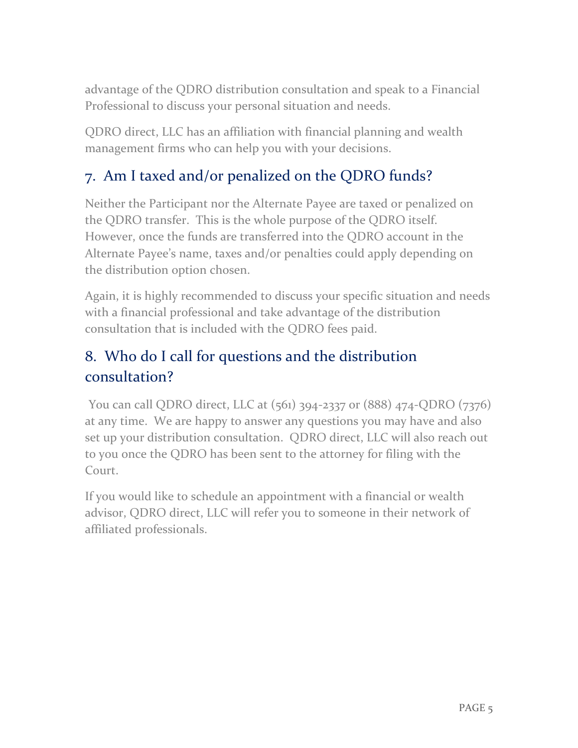advantage of the QDRO distribution consultation and speak to a Financial Professional to discuss your personal situation and needs.

QDRO direct, LLC has an affiliation with financial planning and wealth management firms who can help you with your decisions.

## 7. Am I taxed and/or penalized on the QDRO funds?

Neither the Participant nor the Alternate Payee are taxed or penalized on the QDRO transfer. This is the whole purpose of the QDRO itself. However, once the funds are transferred into the QDRO account in the Alternate Payee's name, taxes and/or penalties could apply depending on the distribution option chosen.

Again, it is highly recommended to discuss your specific situation and needs with a financial professional and take advantage of the distribution consultation that is included with the QDRO fees paid.

## 8. Who do I call for questions and the distribution consultation?

You can call QDRO direct, LLC at (561) 394-2337 or (888) 474-QDRO (7376) at any time. We are happy to answer any questions you may have and also set up your distribution consultation. QDRO direct, LLC will also reach out to you once the QDRO has been sent to the attorney for filing with the Court.

If you would like to schedule an appointment with a financial or wealth advisor, QDRO direct, LLC will refer you to someone in their network of affiliated professionals.